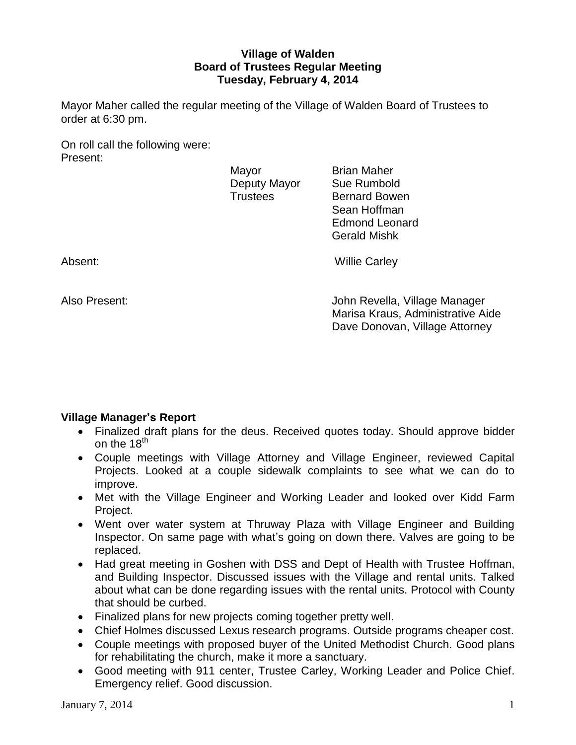**Village of Walden**
**Board of Trustees Regular Meeting**
**Tuesday, February 4, 2014**

Mayor Maher called the regular meeting of the Village of Walden Board of Trustees to order at 6:30 pm.

On roll call the following were:
Present:

| | |
|---|---|
| Mayor | Brian Maher |
| Deputy Mayor | Sue Rumbold |
| Trustees | Bernard Bowen |
| | Sean Hoffman |
| | Edmond Leonard |
| | Gerald Mishk |

Absent: Willie Carley

Also Present: John Revella, Village Manager
Marisa Kraus, Administrative Aide
Dave Donovan, Village Attorney

**Village Manager's Report**

- Finalized draft plans for the deus. Received quotes today. Should approve bidder on the 18th
- Couple meetings with Village Attorney and Village Engineer, reviewed Capital Projects. Looked at a couple sidewalk complaints to see what we can do to improve.
- Met with the Village Engineer and Working Leader and looked over Kidd Farm Project.
- Went over water system at Thruway Plaza with Village Engineer and Building Inspector. On same page with what's going on down there. Valves are going to be replaced.
- Had great meeting in Goshen with DSS and Dept of Health with Trustee Hoffman, and Building Inspector. Discussed issues with the Village and rental units. Talked about what can be done regarding issues with the rental units. Protocol with County that should be curbed.
- Finalized plans for new projects coming together pretty well.
- Chief Holmes discussed Lexus research programs. Outside programs cheaper cost.
- Couple meetings with proposed buyer of the United Methodist Church. Good plans for rehabilitating the church, make it more a sanctuary.
- Good meeting with 911 center, Trustee Carley, Working Leader and Police Chief. Emergency relief. Good discussion.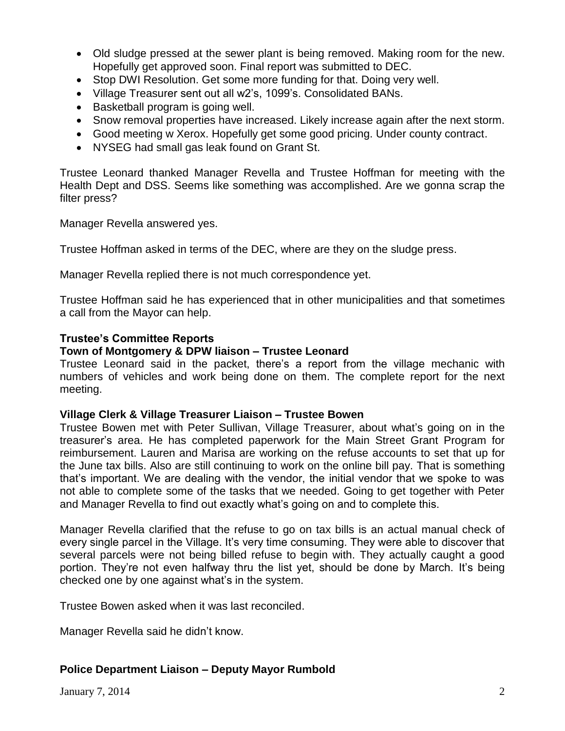- Old sludge pressed at the sewer plant is being removed. Making room for the new. Hopefully get approved soon. Final report was submitted to DEC.
- Stop DWI Resolution. Get some more funding for that. Doing very well.
- Village Treasurer sent out all w2's, 1099's. Consolidated BANs.
- Basketball program is going well.
- Snow removal properties have increased. Likely increase again after the next storm.
- Good meeting w Xerox. Hopefully get some good pricing. Under county contract.
- NYSEG had small gas leak found on Grant St.

Trustee Leonard thanked Manager Revella and Trustee Hoffman for meeting with the Health Dept and DSS. Seems like something was accomplished. Are we gonna scrap the filter press?

Manager Revella answered yes.

Trustee Hoffman asked in terms of the DEC, where are they on the sludge press.

Manager Revella replied there is not much correspondence yet.

Trustee Hoffman said he has experienced that in other municipalities and that sometimes a call from the Mayor can help.

**Trustee's Committee Reports**

**Town of Montgomery & DPW liaison – Trustee Leonard**

Trustee Leonard said in the packet, there's a report from the village mechanic with numbers of vehicles and work being done on them. The complete report for the next meeting.

**Village Clerk & Village Treasurer Liaison – Trustee Bowen**

Trustee Bowen met with Peter Sullivan, Village Treasurer, about what's going on in the treasurer's area. He has completed paperwork for the Main Street Grant Program for reimbursement. Lauren and Marisa are working on the refuse accounts to set that up for the June tax bills. Also are still continuing to work on the online bill pay. That is something that's important. We are dealing with the vendor, the initial vendor that we spoke to was not able to complete some of the tasks that we needed. Going to get together with Peter and Manager Revella to find out exactly what's going on and to complete this.

Manager Revella clarified that the refuse to go on tax bills is an actual manual check of every single parcel in the Village. It's very time consuming. They were able to discover that several parcels were not being billed refuse to begin with. They actually caught a good portion. They're not even halfway thru the list yet, should be done by March. It's being checked one by one against what's in the system.

Trustee Bowen asked when it was last reconciled.

Manager Revella said he didn't know.

**Police Department Liaison – Deputy Mayor Rumbold**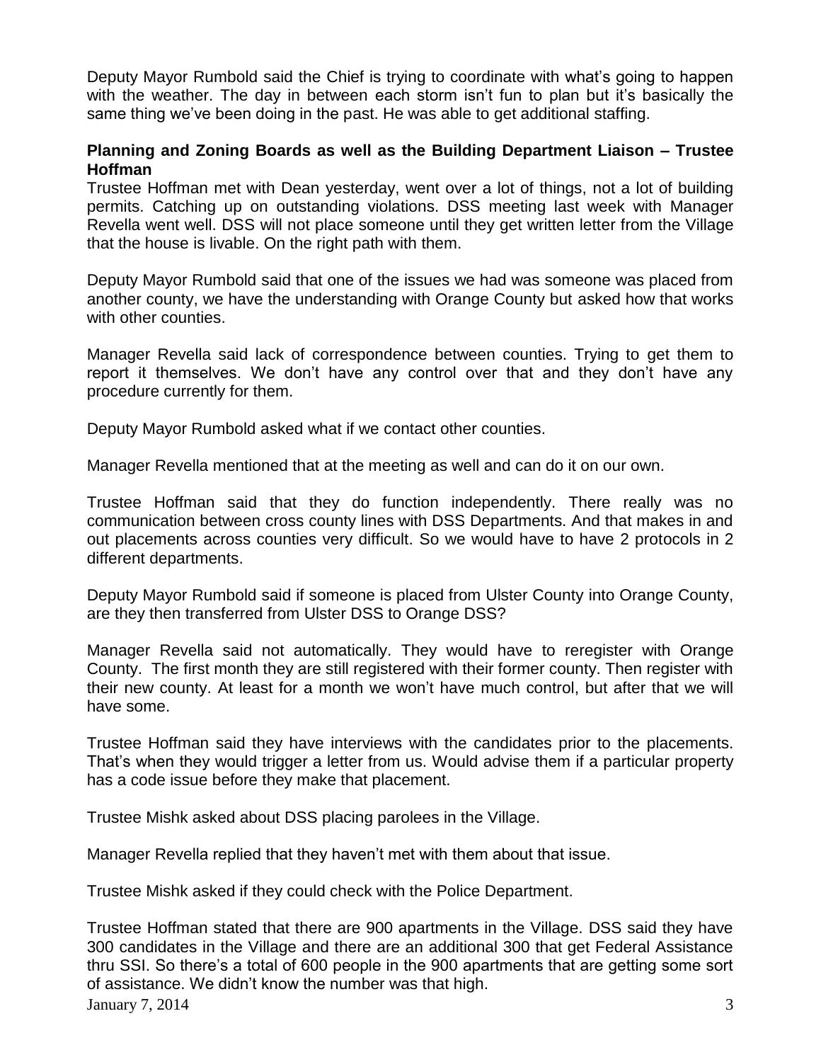Deputy Mayor Rumbold said the Chief is trying to coordinate with what's going to happen with the weather. The day in between each storm isn't fun to plan but it's basically the same thing we've been doing in the past. He was able to get additional staffing.

**Planning and Zoning Boards as well as the Building Department Liaison – Trustee Hoffman**

Trustee Hoffman met with Dean yesterday, went over a lot of things, not a lot of building permits. Catching up on outstanding violations. DSS meeting last week with Manager Revella went well. DSS will not place someone until they get written letter from the Village that the house is livable. On the right path with them.

Deputy Mayor Rumbold said that one of the issues we had was someone was placed from another county, we have the understanding with Orange County but asked how that works with other counties.

Manager Revella said lack of correspondence between counties. Trying to get them to report it themselves. We don't have any control over that and they don't have any procedure currently for them.

Deputy Mayor Rumbold asked what if we contact other counties.

Manager Revella mentioned that at the meeting as well and can do it on our own.

Trustee Hoffman said that they do function independently. There really was no communication between cross county lines with DSS Departments. And that makes in and out placements across counties very difficult. So we would have to have 2 protocols in 2 different departments.

Deputy Mayor Rumbold said if someone is placed from Ulster County into Orange County, are they then transferred from Ulster DSS to Orange DSS?

Manager Revella said not automatically. They would have to reregister with Orange County. The first month they are still registered with their former county. Then register with their new county. At least for a month we won't have much control, but after that we will have some.

Trustee Hoffman said they have interviews with the candidates prior to the placements. That's when they would trigger a letter from us. Would advise them if a particular property has a code issue before they make that placement.

Trustee Mishk asked about DSS placing parolees in the Village.

Manager Revella replied that they haven't met with them about that issue.

Trustee Mishk asked if they could check with the Police Department.

Trustee Hoffman stated that there are 900 apartments in the Village. DSS said they have 300 candidates in the Village and there are an additional 300 that get Federal Assistance thru SSI. So there's a total of 600 people in the 900 apartments that are getting some sort of assistance. We didn't know the number was that high.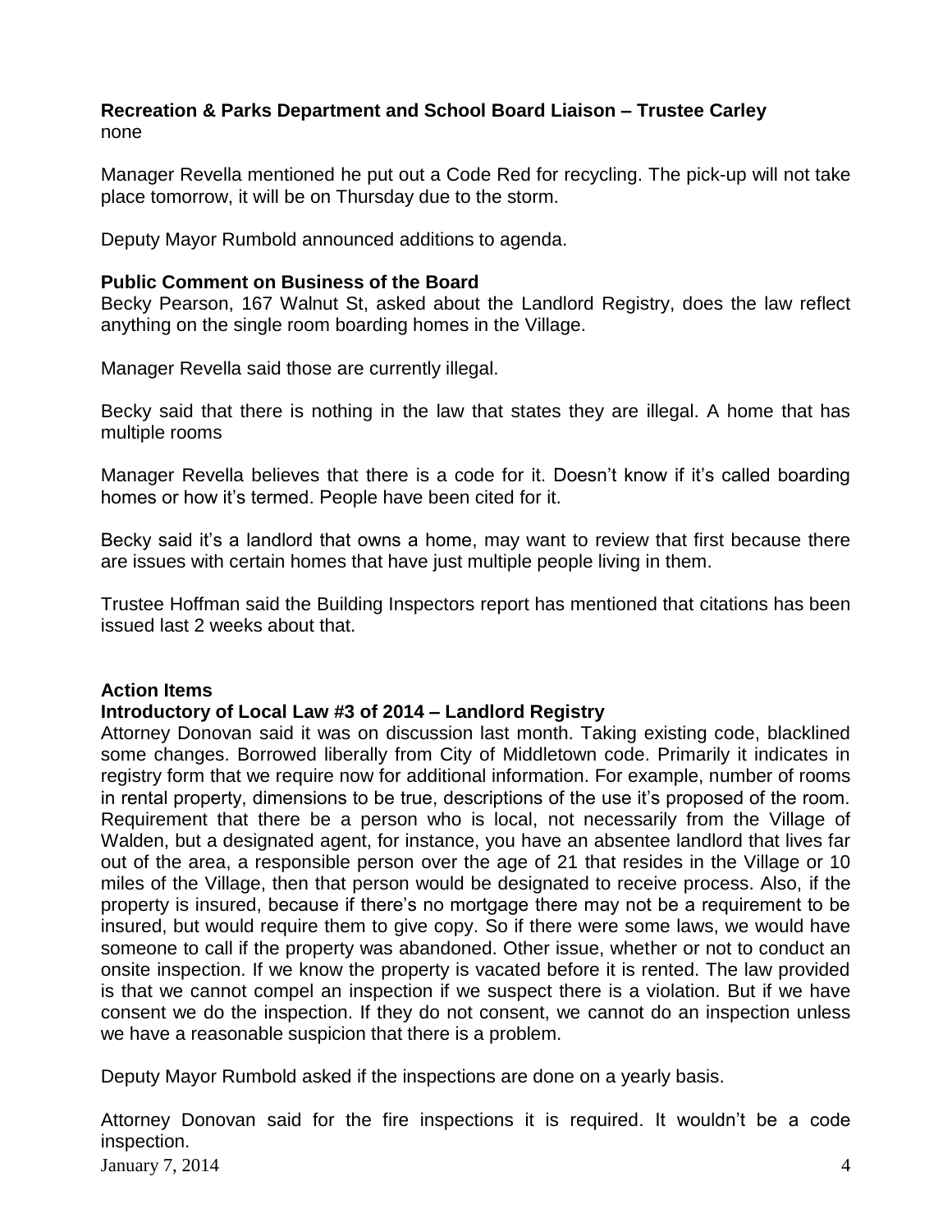**Recreation & Parks Department and School Board Liaison – Trustee Carley**
none

Manager Revella mentioned he put out a Code Red for recycling. The pick-up will not take place tomorrow, it will be on Thursday due to the storm.

Deputy Mayor Rumbold announced additions to agenda.

**Public Comment on Business of the Board**
Becky Pearson, 167 Walnut St, asked about the Landlord Registry, does the law reflect anything on the single room boarding homes in the Village.

Manager Revella said those are currently illegal.

Becky said that there is nothing in the law that states they are illegal. A home that has multiple rooms

Manager Revella believes that there is a code for it. Doesn't know if it's called boarding homes or how it's termed. People have been cited for it.

Becky said it's a landlord that owns a home, may want to review that first because there are issues with certain homes that have just multiple people living in them.

Trustee Hoffman said the Building Inspectors report has mentioned that citations has been issued last 2 weeks about that.

**Action Items**
**Introductory of Local Law #3 of 2014 – Landlord Registry**
Attorney Donovan said it was on discussion last month. Taking existing code, blacklined some changes. Borrowed liberally from City of Middletown code. Primarily it indicates in registry form that we require now for additional information. For example, number of rooms in rental property, dimensions to be true, descriptions of the use it's proposed of the room. Requirement that there be a person who is local, not necessarily from the Village of Walden, but a designated agent, for instance, you have an absentee landlord that lives far out of the area, a responsible person over the age of 21 that resides in the Village or 10 miles of the Village, then that person would be designated to receive process. Also, if the property is insured, because if there's no mortgage there may not be a requirement to be insured, but would require them to give copy. So if there were some laws, we would have someone to call if the property was abandoned. Other issue, whether or not to conduct an onsite inspection. If we know the property is vacated before it is rented. The law provided is that we cannot compel an inspection if we suspect there is a violation. But if we have consent we do the inspection. If they do not consent, we cannot do an inspection unless we have a reasonable suspicion that there is a problem.

Deputy Mayor Rumbold asked if the inspections are done on a yearly basis.

Attorney Donovan said for the fire inspections it is required. It wouldn't be a code inspection.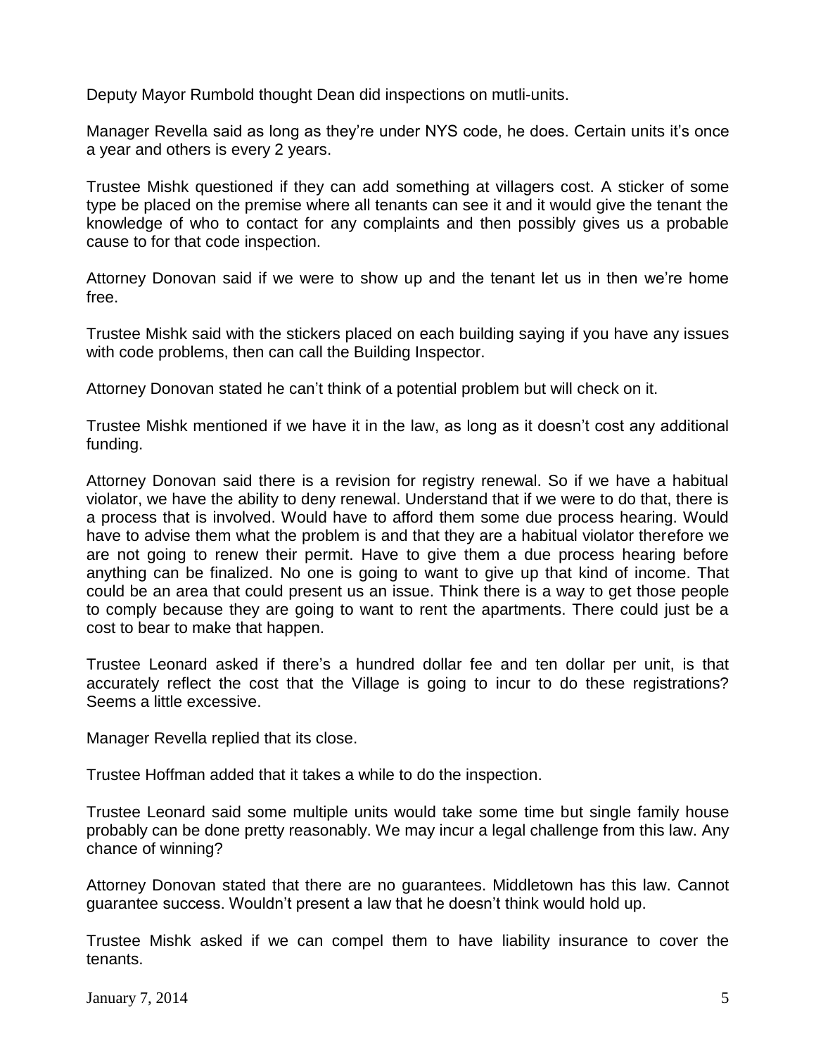Deputy Mayor Rumbold thought Dean did inspections on mutli-units.

Manager Revella said as long as they're under NYS code, he does. Certain units it's once a year and others is every 2 years.

Trustee Mishk questioned if they can add something at villagers cost. A sticker of some type be placed on the premise where all tenants can see it and it would give the tenant the knowledge of who to contact for any complaints and then possibly gives us a probable cause to for that code inspection.

Attorney Donovan said if we were to show up and the tenant let us in then we're home free.

Trustee Mishk said with the stickers placed on each building saying if you have any issues with code problems, then can call the Building Inspector.

Attorney Donovan stated he can't think of a potential problem but will check on it.

Trustee Mishk mentioned if we have it in the law, as long as it doesn't cost any additional funding.

Attorney Donovan said there is a revision for registry renewal. So if we have a habitual violator, we have the ability to deny renewal. Understand that if we were to do that, there is a process that is involved. Would have to afford them some due process hearing. Would have to advise them what the problem is and that they are a habitual violator therefore we are not going to renew their permit. Have to give them a due process hearing before anything can be finalized. No one is going to want to give up that kind of income. That could be an area that could present us an issue. Think there is a way to get those people to comply because they are going to want to rent the apartments. There could just be a cost to bear to make that happen.

Trustee Leonard asked if there's a hundred dollar fee and ten dollar per unit, is that accurately reflect the cost that the Village is going to incur to do these registrations? Seems a little excessive.

Manager Revella replied that its close.

Trustee Hoffman added that it takes a while to do the inspection.

Trustee Leonard said some multiple units would take some time but single family house probably can be done pretty reasonably. We may incur a legal challenge from this law. Any chance of winning?

Attorney Donovan stated that there are no guarantees. Middletown has this law. Cannot guarantee success. Wouldn't present a law that he doesn't think would hold up.

Trustee Mishk asked if we can compel them to have liability insurance to cover the tenants.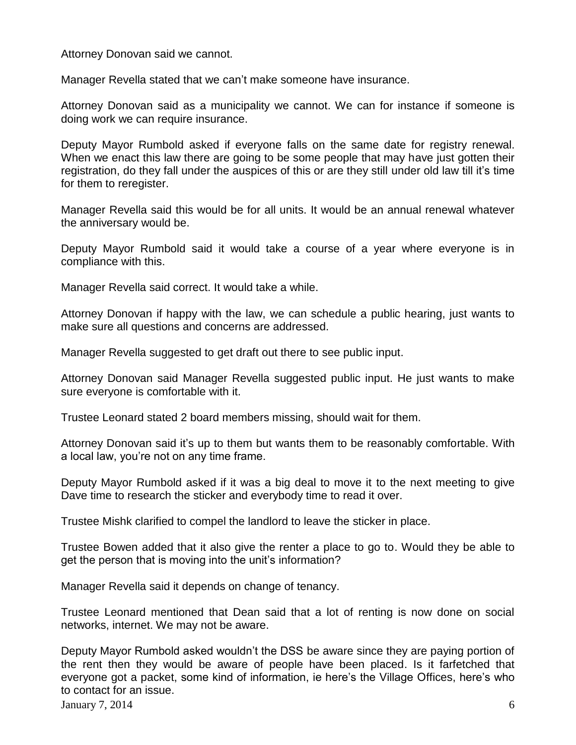Attorney Donovan said we cannot.

Manager Revella stated that we can't make someone have insurance.

Attorney Donovan said as a municipality we cannot. We can for instance if someone is doing work we can require insurance.

Deputy Mayor Rumbold asked if everyone falls on the same date for registry renewal. When we enact this law there are going to be some people that may have just gotten their registration, do they fall under the auspices of this or are they still under old law till it's time for them to reregister.

Manager Revella said this would be for all units. It would be an annual renewal whatever the anniversary would be.

Deputy Mayor Rumbold said it would take a course of a year where everyone is in compliance with this.

Manager Revella said correct. It would take a while.

Attorney Donovan if happy with the law, we can schedule a public hearing, just wants to make sure all questions and concerns are addressed.

Manager Revella suggested to get draft out there to see public input.

Attorney Donovan said Manager Revella suggested public input. He just wants to make sure everyone is comfortable with it.

Trustee Leonard stated 2 board members missing, should wait for them.

Attorney Donovan said it's up to them but wants them to be reasonably comfortable. With a local law, you're not on any time frame.

Deputy Mayor Rumbold asked if it was a big deal to move it to the next meeting to give Dave time to research the sticker and everybody time to read it over.

Trustee Mishk clarified to compel the landlord to leave the sticker in place.

Trustee Bowen added that it also give the renter a place to go to. Would they be able to get the person that is moving into the unit's information?

Manager Revella said it depends on change of tenancy.

Trustee Leonard mentioned that Dean said that a lot of renting is now done on social networks, internet. We may not be aware.

Deputy Mayor Rumbold asked wouldn't the DSS be aware since they are paying portion of the rent then they would be aware of people have been placed. Is it farfetched that everyone got a packet, some kind of information, ie here's the Village Offices, here's who to contact for an issue.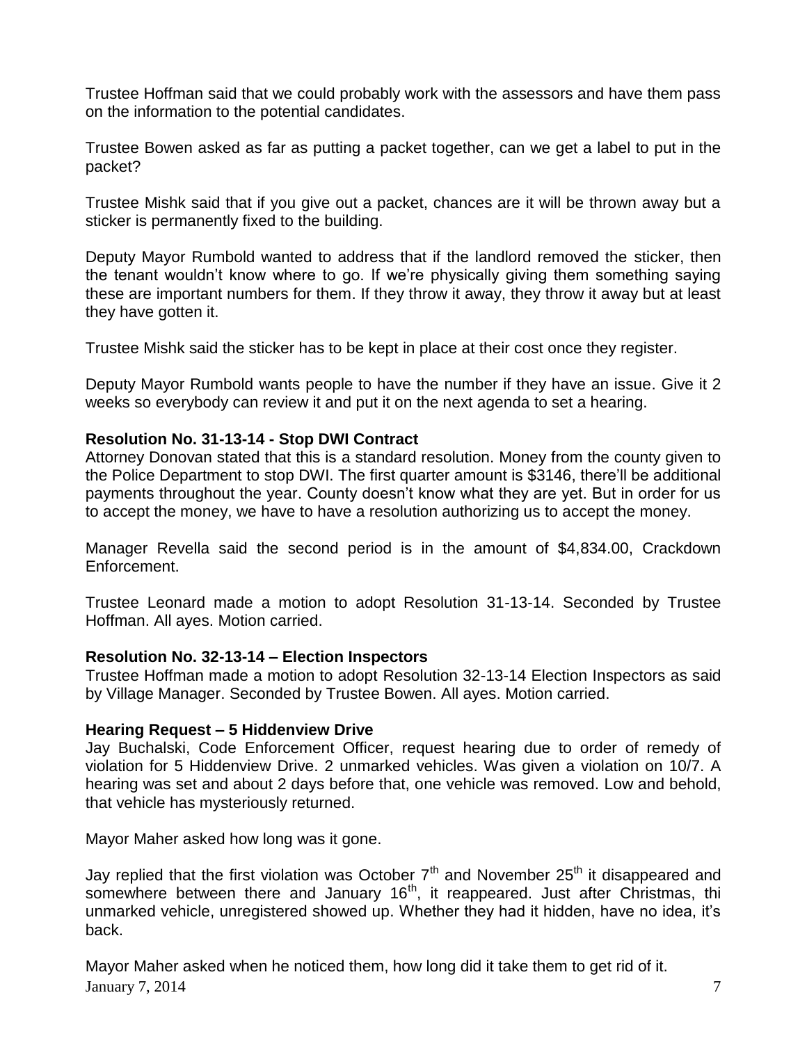Trustee Hoffman said that we could probably work with the assessors and have them pass on the information to the potential candidates.

Trustee Bowen asked as far as putting a packet together, can we get a label to put in the packet?

Trustee Mishk said that if you give out a packet, chances are it will be thrown away but a sticker is permanently fixed to the building.

Deputy Mayor Rumbold wanted to address that if the landlord removed the sticker, then the tenant wouldn't know where to go. If we're physically giving them something saying these are important numbers for them. If they throw it away, they throw it away but at least they have gotten it.

Trustee Mishk said the sticker has to be kept in place at their cost once they register.

Deputy Mayor Rumbold wants people to have the number if they have an issue. Give it 2 weeks so everybody can review it and put it on the next agenda to set a hearing.

**Resolution No. 31-13-14 - Stop DWI Contract**

Attorney Donovan stated that this is a standard resolution. Money from the county given to the Police Department to stop DWI. The first quarter amount is $3146, there'll be additional payments throughout the year. County doesn't know what they are yet. But in order for us to accept the money, we have to have a resolution authorizing us to accept the money.

Manager Revella said the second period is in the amount of $4,834.00, Crackdown Enforcement.

Trustee Leonard made a motion to adopt Resolution 31-13-14. Seconded by Trustee Hoffman. All ayes. Motion carried.

**Resolution No. 32-13-14 – Election Inspectors**

Trustee Hoffman made a motion to adopt Resolution 32-13-14 Election Inspectors as said by Village Manager. Seconded by Trustee Bowen. All ayes. Motion carried.

**Hearing Request – 5 Hiddenview Drive**

Jay Buchalski, Code Enforcement Officer, request hearing due to order of remedy of violation for 5 Hiddenview Drive. 2 unmarked vehicles. Was given a violation on 10/7. A hearing was set and about 2 days before that, one vehicle was removed. Low and behold, that vehicle has mysteriously returned.

Mayor Maher asked how long was it gone.

Jay replied that the first violation was October 7th and November 25th it disappeared and somewhere between there and January 16th, it reappeared. Just after Christmas, thi unmarked vehicle, unregistered showed up. Whether they had it hidden, have no idea, it's back.

Mayor Maher asked when he noticed them, how long did it take them to get rid of it.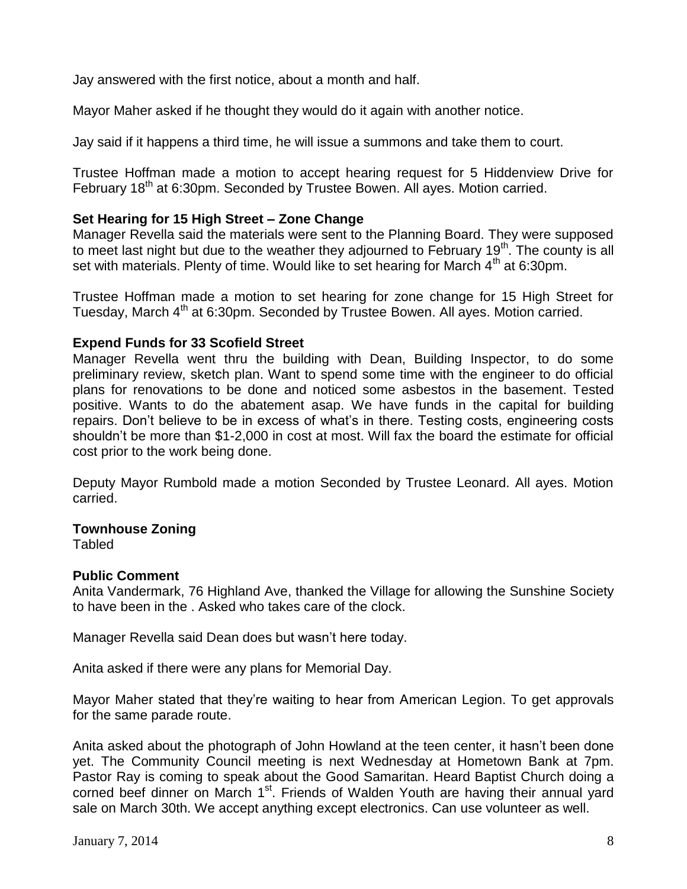Jay answered with the first notice, about a month and half.

Mayor Maher asked if he thought they would do it again with another notice.

Jay said if it happens a third time, he will issue a summons and take them to court.

Trustee Hoffman made a motion to accept hearing request for 5 Hiddenview Drive for February 18th at 6:30pm. Seconded by Trustee Bowen. All ayes. Motion carried.

**Set Hearing for 15 High Street – Zone Change**

Manager Revella said the materials were sent to the Planning Board. They were supposed to meet last night but due to the weather they adjourned to February 19th. The county is all set with materials. Plenty of time. Would like to set hearing for March 4th at 6:30pm.

Trustee Hoffman made a motion to set hearing for zone change for 15 High Street for Tuesday, March 4th at 6:30pm. Seconded by Trustee Bowen. All ayes. Motion carried.

**Expend Funds for 33 Scofield Street**

Manager Revella went thru the building with Dean, Building Inspector, to do some preliminary review, sketch plan. Want to spend some time with the engineer to do official plans for renovations to be done and noticed some asbestos in the basement. Tested positive. Wants to do the abatement asap. We have funds in the capital for building repairs. Don't believe to be in excess of what's in there. Testing costs, engineering costs shouldn't be more than $1-2,000 in cost at most. Will fax the board the estimate for official cost prior to the work being done.

Deputy Mayor Rumbold made a motion Seconded by Trustee Leonard. All ayes. Motion carried.

**Townhouse Zoning**

Tabled

**Public Comment**

Anita Vandermark, 76 Highland Ave, thanked the Village for allowing the Sunshine Society to have been in the . Asked who takes care of the clock.

Manager Revella said Dean does but wasn't here today.

Anita asked if there were any plans for Memorial Day.

Mayor Maher stated that they're waiting to hear from American Legion. To get approvals for the same parade route.

Anita asked about the photograph of John Howland at the teen center, it hasn't been done yet. The Community Council meeting is next Wednesday at Hometown Bank at 7pm. Pastor Ray is coming to speak about the Good Samaritan. Heard Baptist Church doing a corned beef dinner on March 1st. Friends of Walden Youth are having their annual yard sale on March 30th. We accept anything except electronics. Can use volunteer as well.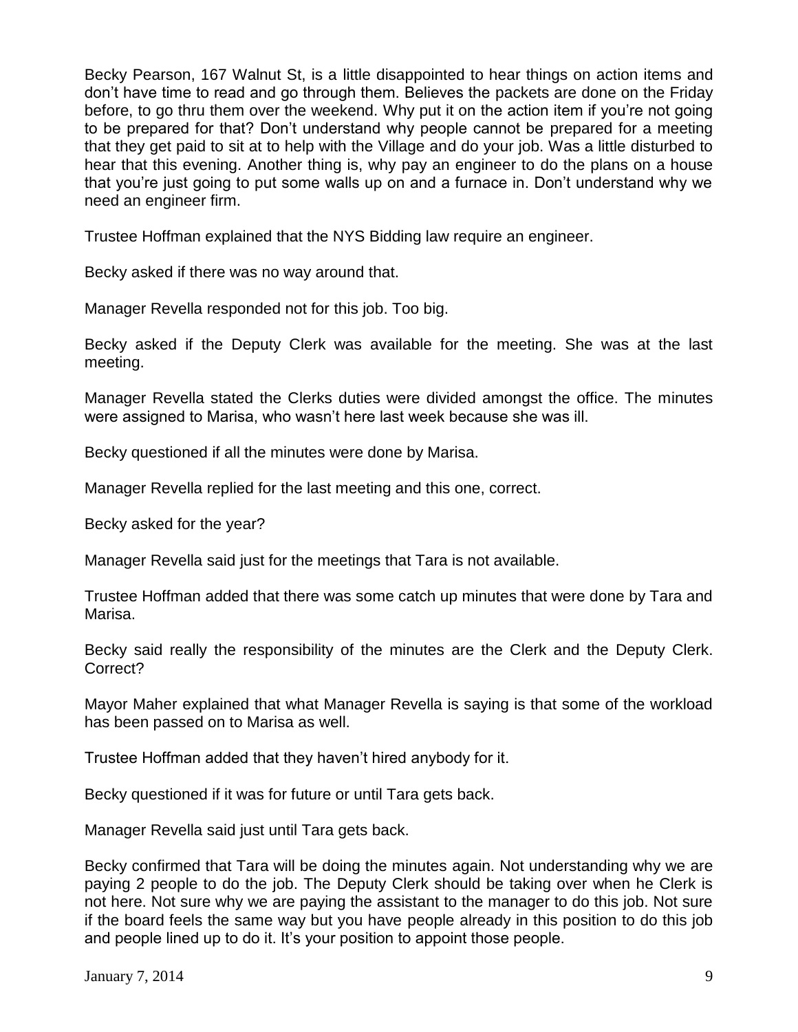Becky Pearson, 167 Walnut St, is a little disappointed to hear things on action items and don't have time to read and go through them. Believes the packets are done on the Friday before, to go thru them over the weekend. Why put it on the action item if you're not going to be prepared for that? Don't understand why people cannot be prepared for a meeting that they get paid to sit at to help with the Village and do your job. Was a little disturbed to hear that this evening. Another thing is, why pay an engineer to do the plans on a house that you're just going to put some walls up on and a furnace in. Don't understand why we need an engineer firm.

Trustee Hoffman explained that the NYS Bidding law require an engineer.

Becky asked if there was no way around that.

Manager Revella responded not for this job. Too big.

Becky asked if the Deputy Clerk was available for the meeting. She was at the last meeting.

Manager Revella stated the Clerks duties were divided amongst the office. The minutes were assigned to Marisa, who wasn't here last week because she was ill.

Becky questioned if all the minutes were done by Marisa.

Manager Revella replied for the last meeting and this one, correct.

Becky asked for the year?

Manager Revella said just for the meetings that Tara is not available.

Trustee Hoffman added that there was some catch up minutes that were done by Tara and Marisa.

Becky said really the responsibility of the minutes are the Clerk and the Deputy Clerk. Correct?

Mayor Maher explained that what Manager Revella is saying is that some of the workload has been passed on to Marisa as well.

Trustee Hoffman added that they haven't hired anybody for it.

Becky questioned if it was for future or until Tara gets back.

Manager Revella said just until Tara gets back.

Becky confirmed that Tara will be doing the minutes again. Not understanding why we are paying 2 people to do the job. The Deputy Clerk should be taking over when he Clerk is not here. Not sure why we are paying the assistant to the manager to do this job. Not sure if the board feels the same way but you have people already in this position to do this job and people lined up to do it. It's your position to appoint those people.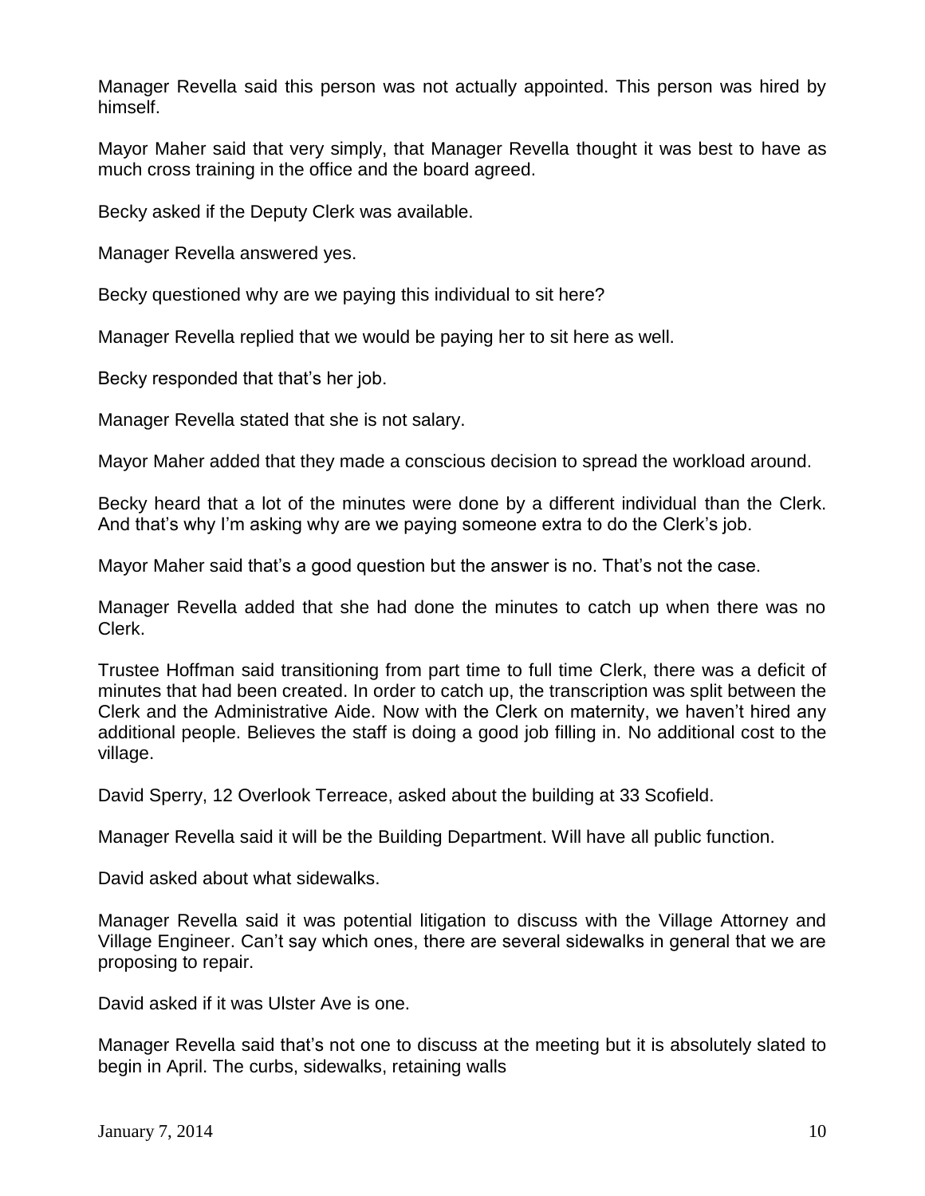Manager Revella said this person was not actually appointed. This person was hired by himself.

Mayor Maher said that very simply, that Manager Revella thought it was best to have as much cross training in the office and the board agreed.

Becky asked if the Deputy Clerk was available.

Manager Revella answered yes.

Becky questioned why are we paying this individual to sit here?

Manager Revella replied that we would be paying her to sit here as well.

Becky responded that that's her job.

Manager Revella stated that she is not salary.

Mayor Maher added that they made a conscious decision to spread the workload around.

Becky heard that a lot of the minutes were done by a different individual than the Clerk. And that's why I'm asking why are we paying someone extra to do the Clerk's job.

Mayor Maher said that's a good question but the answer is no. That's not the case.

Manager Revella added that she had done the minutes to catch up when there was no Clerk.

Trustee Hoffman said transitioning from part time to full time Clerk, there was a deficit of minutes that had been created. In order to catch up, the transcription was split between the Clerk and the Administrative Aide. Now with the Clerk on maternity, we haven't hired any additional people. Believes the staff is doing a good job filling in. No additional cost to the village.

David Sperry, 12 Overlook Terreace, asked about the building at 33 Scofield.

Manager Revella said it will be the Building Department. Will have all public function.

David asked about what sidewalks.

Manager Revella said it was potential litigation to discuss with the Village Attorney and Village Engineer. Can't say which ones, there are several sidewalks in general that we are proposing to repair.

David asked if it was Ulster Ave is one.

Manager Revella said that's not one to discuss at the meeting but it is absolutely slated to begin in April. The curbs, sidewalks, retaining walls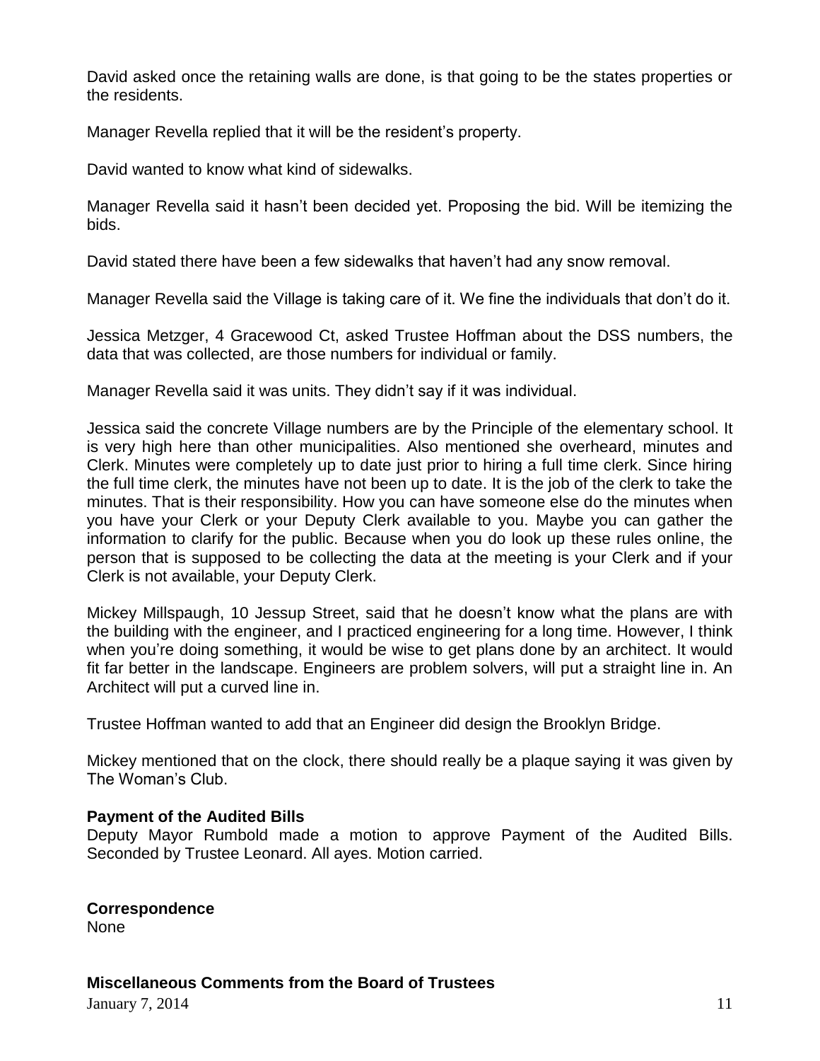David asked once the retaining walls are done, is that going to be the states properties or the residents.

Manager Revella replied that it will be the resident's property.

David wanted to know what kind of sidewalks.

Manager Revella said it hasn't been decided yet. Proposing the bid. Will be itemizing the bids.

David stated there have been a few sidewalks that haven't had any snow removal.

Manager Revella said the Village is taking care of it. We fine the individuals that don't do it.

Jessica Metzger, 4 Gracewood Ct, asked Trustee Hoffman about the DSS numbers, the data that was collected, are those numbers for individual or family.

Manager Revella said it was units. They didn't say if it was individual.

Jessica said the concrete Village numbers are by the Principle of the elementary school. It is very high here than other municipalities. Also mentioned she overheard, minutes and Clerk. Minutes were completely up to date just prior to hiring a full time clerk. Since hiring the full time clerk, the minutes have not been up to date. It is the job of the clerk to take the minutes. That is their responsibility. How you can have someone else do the minutes when you have your Clerk or your Deputy Clerk available to you. Maybe you can gather the information to clarify for the public. Because when you do look up these rules online, the person that is supposed to be collecting the data at the meeting is your Clerk and if your Clerk is not available, your Deputy Clerk.

Mickey Millspaugh, 10 Jessup Street, said that he doesn't know what the plans are with the building with the engineer, and I practiced engineering for a long time. However, I think when you're doing something, it would be wise to get plans done by an architect. It would fit far better in the landscape. Engineers are problem solvers, will put a straight line in. An Architect will put a curved line in.

Trustee Hoffman wanted to add that an Engineer did design the Brooklyn Bridge.

Mickey mentioned that on the clock, there should really be a plaque saying it was given by The Woman's Club.

**Payment of the Audited Bills**

Deputy Mayor Rumbold made a motion to approve Payment of the Audited Bills. Seconded by Trustee Leonard. All ayes. Motion carried.

**Correspondence**

None

**Miscellaneous Comments from the Board of Trustees**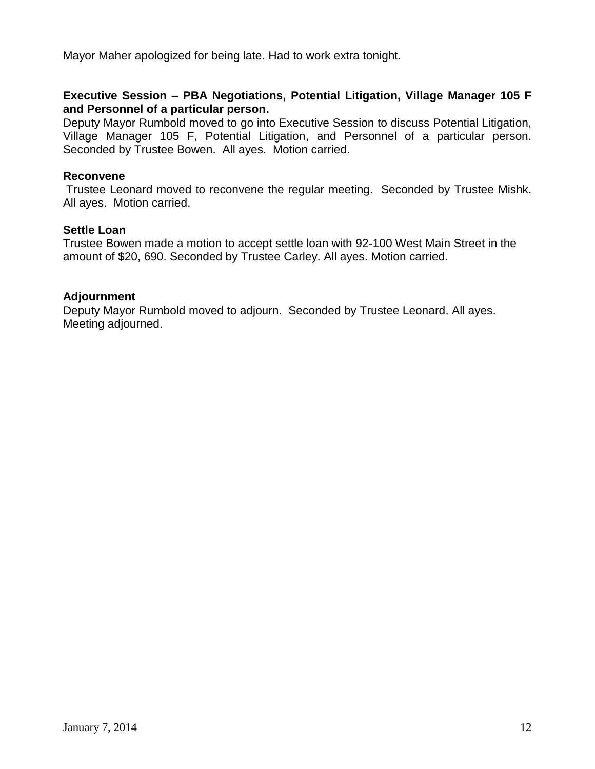Mayor Maher apologized for being late. Had to work extra tonight.

**Executive Session – PBA Negotiations, Potential Litigation, Village Manager 105 F and Personnel of a particular person.**

Deputy Mayor Rumbold moved to go into Executive Session to discuss Potential Litigation, Village Manager 105 F, Potential Litigation, and Personnel of a particular person. Seconded by Trustee Bowen. All ayes. Motion carried.

**Reconvene**

Trustee Leonard moved to reconvene the regular meeting. Seconded by Trustee Mishk. All ayes. Motion carried.

**Settle Loan**

Trustee Bowen made a motion to accept settle loan with 92-100 West Main Street in the amount of $20, 690. Seconded by Trustee Carley. All ayes. Motion carried.

**Adjournment**

Deputy Mayor Rumbold moved to adjourn. Seconded by Trustee Leonard. All ayes. Meeting adjourned.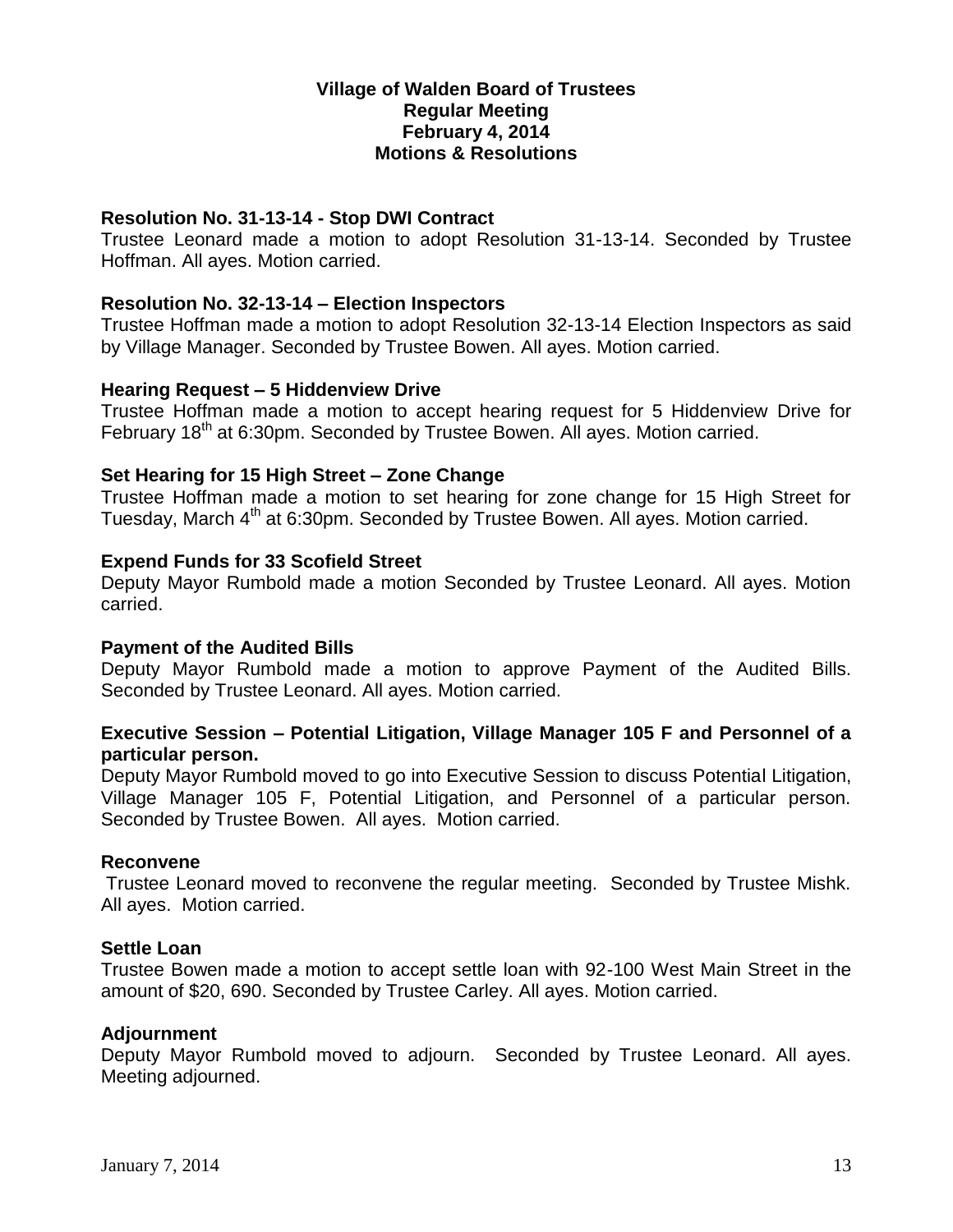**Village of Walden Board of Trustees**
**Regular Meeting**
**February 4, 2014**
**Motions & Resolutions**

**Resolution No. 31-13-14 - Stop DWI Contract**
Trustee Leonard made a motion to adopt Resolution 31-13-14. Seconded by Trustee Hoffman. All ayes. Motion carried.

**Resolution No. 32-13-14 – Election Inspectors**
Trustee Hoffman made a motion to adopt Resolution 32-13-14 Election Inspectors as said by Village Manager. Seconded by Trustee Bowen. All ayes. Motion carried.

**Hearing Request – 5 Hiddenview Drive**
Trustee Hoffman made a motion to accept hearing request for 5 Hiddenview Drive for February 18th at 6:30pm. Seconded by Trustee Bowen. All ayes. Motion carried.

**Set Hearing for 15 High Street – Zone Change**
Trustee Hoffman made a motion to set hearing for zone change for 15 High Street for Tuesday, March 4th at 6:30pm. Seconded by Trustee Bowen. All ayes. Motion carried.

**Expend Funds for 33 Scofield Street**
Deputy Mayor Rumbold made a motion Seconded by Trustee Leonard. All ayes. Motion carried.

**Payment of the Audited Bills**
Deputy Mayor Rumbold made a motion to approve Payment of the Audited Bills. Seconded by Trustee Leonard. All ayes. Motion carried.

**Executive Session – Potential Litigation, Village Manager 105 F and Personnel of a particular person.**
Deputy Mayor Rumbold moved to go into Executive Session to discuss Potential Litigation, Village Manager 105 F, Potential Litigation, and Personnel of a particular person. Seconded by Trustee Bowen. All ayes. Motion carried.

**Reconvene**
Trustee Leonard moved to reconvene the regular meeting. Seconded by Trustee Mishk. All ayes. Motion carried.

**Settle Loan**
Trustee Bowen made a motion to accept settle loan with 92-100 West Main Street in the amount of $20, 690. Seconded by Trustee Carley. All ayes. Motion carried.

**Adjournment**
Deputy Mayor Rumbold moved to adjourn. Seconded by Trustee Leonard. All ayes. Meeting adjourned.